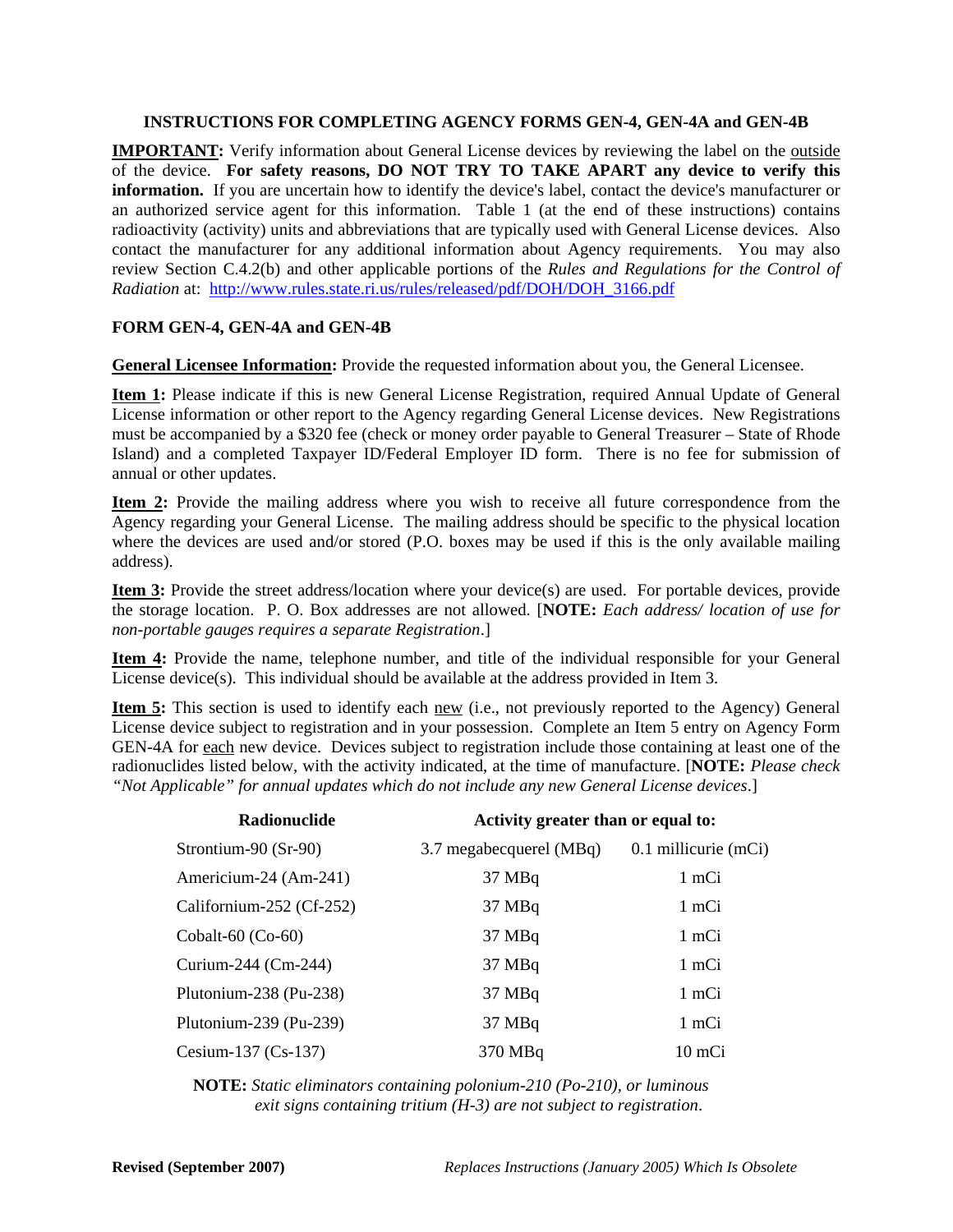## INSTRUCTIONS FOR COMPLETING AGENCY FORMS GEN-4, GEN-4A and GEN-4B

**IMPORTANT:** Verify information about General License devices by reviewing the label on the outside of the device. **For safety reasons, DO NOT TRY TO TAKE APART any device to verify this information.** If you are uncertain how to identify the device's label, contact the device's manufacturer or an authorized service agent for this information. Table 1 (at the end of these instructions) contains radioactivity (activity) units and abbreviations that are typically used with General License devices. Also contact the manufacturer for any additional information about Agency requirements. You may also review Section C.4.2(b) and other applicable portions of the *Rules and Regulations for the Control of Radiation* at: http://www.rules.state.ri.us/rules/released/pdf/DOH/DOH_3166.pdf

### FORM GEN-4, GEN-4A and GEN-4B

**General Licensee Information:** Provide the requested information about you, the General Licensee.

**Item 1:** Please indicate if this is new General License Registration, required Annual Update of General License information or other report to the Agency regarding General License devices. New Registrations must be accompanied by a $320 fee (check or money order payable to General Treasurer – State of Rhode Island) and a completed Taxpayer ID/Federal Employer ID form. There is no fee for submission of annual or other updates.

**Item 2:** Provide the mailing address where you wish to receive all future correspondence from the Agency regarding your General License. The mailing address should be specific to the physical location where the devices are used and/or stored (P.O. boxes may be used if this is the only available mailing address).

**Item 3:** Provide the street address/location where your device(s) are used. For portable devices, provide the storage location. P. O. Box addresses are not allowed. [**NOTE:** *Each address/ location of use for non-portable gauges requires a separate Registration*.]

**Item 4:** Provide the name, telephone number, and title of the individual responsible for your General License device(s). This individual should be available at the address provided in Item 3.

**Item 5:** This section is used to identify each new (i.e., not previously reported to the Agency) General License device subject to registration and in your possession. Complete an Item 5 entry on Agency Form GEN-4A for each new device. Devices subject to registration include those containing at least one of the radionuclides listed below, with the activity indicated, at the time of manufacture. [**NOTE:** *Please check "Not Applicable" for annual updates which do not include any new General License devices*.]

| Radionuclide | Activity greater than or equal to: | |
|---|---|---|
| Strontium-90 (Sr-90) | 3.7 megabecquerel (MBq) | 0.1 millicurie (mCi) |
| Americium-24 (Am-241) | 37 MBq | 1 mCi |
| Californium-252 (Cf-252) | 37 MBq | 1 mCi |
| Cobalt-60 (Co-60) | 37 MBq | 1 mCi |
| Curium-244 (Cm-244) | 37 MBq | 1 mCi |
| Plutonium-238 (Pu-238) | 37 MBq | 1 mCi |
| Plutonium-239 (Pu-239) | 37 MBq | 1 mCi |
| Cesium-137 (Cs-137) | 370 MBq | 10 mCi |

**NOTE:** *Static eliminators containing polonium-210 (Po-210), or luminous exit signs containing tritium (H-3) are not subject to registration*.

**Revised (September 2007)** *Replaces Instructions (January 2005) Which Is Obsolete*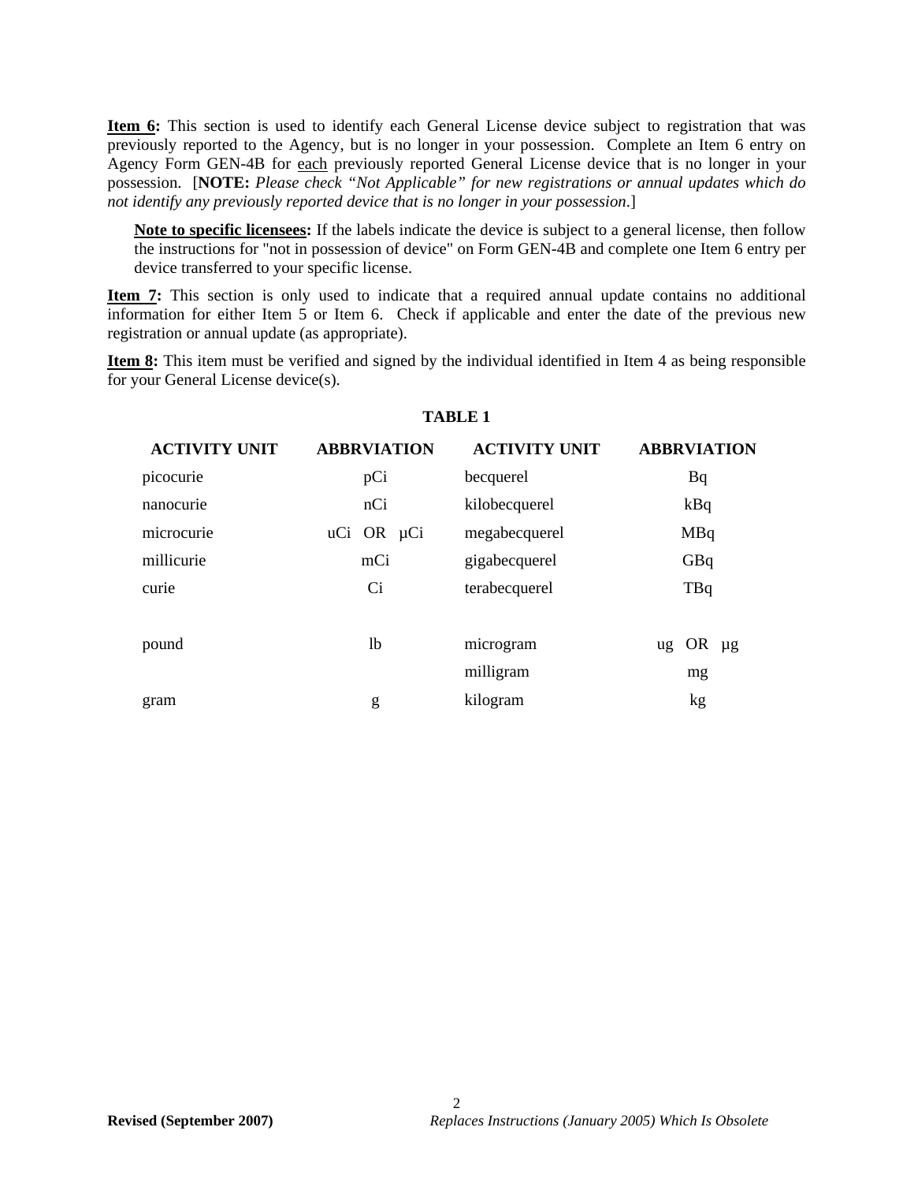**Item 6:** This section is used to identify each General License device subject to registration that was previously reported to the Agency, but is no longer in your possession. Complete an Item 6 entry on Agency Form GEN-4B for each previously reported General License device that is no longer in your possession. [**NOTE:** *Please check "Not Applicable" for new registrations or annual updates which do not identify any previously reported device that is no longer in your possession*.]

> **Note to specific licensees:** If the labels indicate the device is subject to a general license, then follow the instructions for "not in possession of device" on Form GEN-4B and complete one Item 6 entry per device transferred to your specific license.

**Item 7:** This section is only used to indicate that a required annual update contains no additional information for either Item 5 or Item 6. Check if applicable and enter the date of the previous new registration or annual update (as appropriate).

**Item 8:** This item must be verified and signed by the individual identified in Item 4 as being responsible for your General License device(s).

**TABLE 1**

| ACTIVITY UNIT | ABBRVIATION | ACTIVITY UNIT | ABBRVIATION |
|---|---|---|---|
| picocurie | pCi | becquerel | Bq |
| nanocurie | nCi | kilobecquerel | kBq |
| microcurie | uCi OR µCi | megabecquerel | MBq |
| millicurie | mCi | gigabecquerel | GBq |
| curie | Ci | terabecquerel | TBq |
| | | | |
| pound | lb | microgram | ug OR µg |
| | | milligram | mg |
| gram | g | kilogram | kg |

**Revised (September 2007)** *Replaces Instructions (January 2005) Which Is Obsolete*